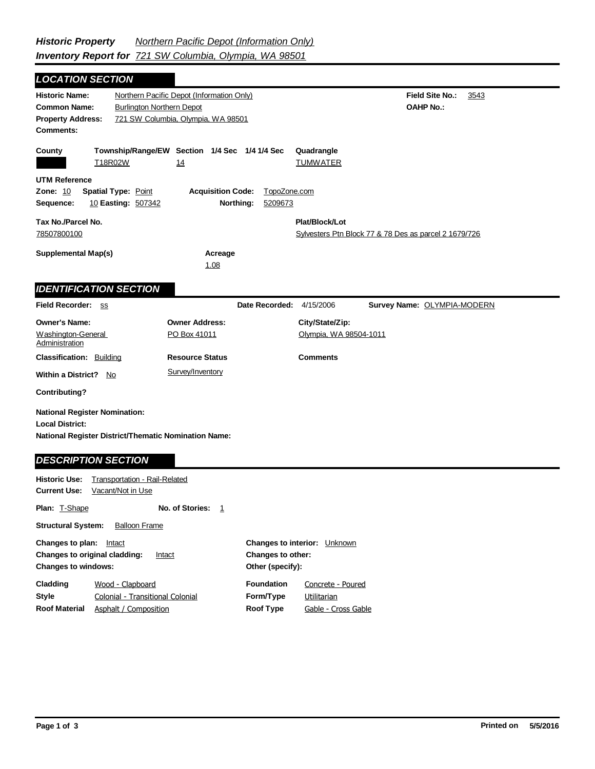***Historic Property*** *Northern Pacific Depot (Information Only)*
***Inventory Report for*** *721 SW Columbia, Olympia, WA 98501*

## *LOCATION SECTION*

**Historic Name:** Northern Pacific Depot (Information Only)
**Field Site No.:** 3543
**Common Name:** Burlington Northern Depot
**OAHP No.:**
**Property Address:** 721 SW Columbia, Olympia, WA 98501
**Comments:**

| County | Township/Range/EW | Section | 1/4 Sec | 1/4 1/4 Sec | Quadrangle |
|---|---|---|---|---|---|
| | T18R02W | 14 | | | TUMWATER |

**UTM Reference**
**Zone:** 10 **Spatial Type:** Point **Acquisition Code:** TopoZone.com
**Sequence:** 10 **Easting:** 507342 **Northing:** 5209673

**Tax No./Parcel No.**
78507800100

**Plat/Block/Lot**
Sylvesters Ptn Block 77 & 78 Des as parcel 2 1679/726

**Supplemental Map(s)**

**Acreage**
1.08

## *IDENTIFICATION SECTION*

**Field Recorder:** ss **Date Recorded:** 4/15/2006 **Survey Name:** OLYMPIA-MODERN

| Owner's Name: | Owner Address: | City/State/Zip: |
|---|---|---|
| Washington-General Administration | PO Box 41011 | Olympia, WA 98504-1011 |

**Classification:** Building
**Resource Status:** Survey/Inventory
**Comments**
**Within a District?** No
**Contributing?**
**National Register Nomination:**
**Local District:**
**National Register District/Thematic Nomination Name:**

## *DESCRIPTION SECTION*

**Historic Use:** Transportation - Rail-Related
**Current Use:** Vacant/Not in Use

**Plan:** T-Shape **No. of Stories:** 1

**Structural System:** Balloon Frame

**Changes to plan:** Intact
**Changes to original cladding:** Intact
**Changes to windows:**
**Changes to interior:** Unknown
**Changes to other:**
**Other (specify):**

| | | | |
|---|---|---|---|
| **Cladding** | Wood - Clapboard | **Foundation** | Concrete - Poured |
| **Style** | Colonial - Transitional Colonial | **Form/Type** | Utilitarian |
| **Roof Material** | Asphalt / Composition | **Roof Type** | Gable - Cross Gable |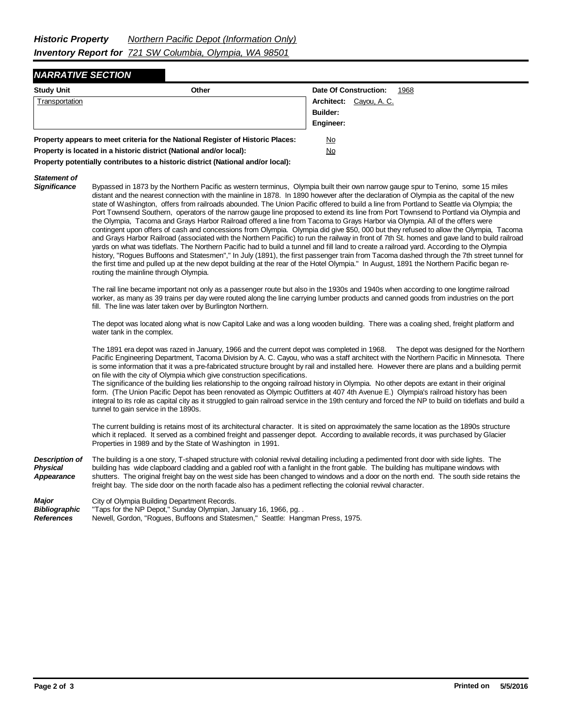***Historic Property*** *Northern Pacific Depot (Information Only)*
***Inventory Report for*** *721 SW Columbia, Olympia, WA 98501*

## *NARRATIVE SECTION*

| **Study Unit** | **Other** | **Date Of Construction:** 1968 |
|---|---|---|
| Transportation | | **Architect:** Cayou, A. C. |
| | | **Builder:** |
| | | **Engineer:** |

**Property appears to meet criteria for the National Register of Historic Places:** No

**Property is located in a historic district (National and/or local):** No

**Property potentially contributes to a historic district (National and/or local):**

***Statement of Significance***

Bypassed in 1873 by the Northern Pacific as western terminus, Olympia built their own narrow gauge spur to Tenino, some 15 miles distant and the nearest connection with the mainline in 1878. In 1890 however after the declaration of Olympia as the capital of the new state of Washington, offers from railroads abounded. The Union Pacific offered to build a line from Portland to Seattle via Olympia; the Port Townsend Southern, operators of the narrow gauge line proposed to extend its line from Port Townsend to Portland via Olympia and the Olympia, Tacoma and Grays Harbor Railroad offered a line from Tacoma to Grays Harbor via Olympia. All of the offers were contingent upon offers of cash and concessions from Olympia. Olympia did give $50, 000 but they refused to allow the Olympia, Tacoma and Grays Harbor Railroad (associated with the Northern Pacific) to run the railway in front of 7th St. homes and gave land to build railroad yards on what was tideflats. The Northern Pacific had to build a tunnel and fill land to create a railroad yard. According to the Olympia history, "Rogues Buffoons and Statesmen"," In July (1891), the first passenger train from Tacoma dashed through the 7th street tunnel for the first time and pulled up at the new depot building at the rear of the Hotel Olympia." In August, 1891 the Northern Pacific began re-routing the mainline through Olympia.

The rail line became important not only as a passenger route but also in the 1930s and 1940s when according to one longtime railroad worker, as many as 39 trains per day were routed along the line carrying lumber products and canned goods from industries on the port fill. The line was later taken over by Burlington Northern.

The depot was located along what is now Capitol Lake and was a long wooden building. There was a coaling shed, freight platform and water tank in the complex.

The 1891 era depot was razed in January, 1966 and the current depot was completed in 1968. The depot was designed for the Northern Pacific Engineering Department, Tacoma Division by A. C. Cayou, who was a staff architect with the Northern Pacific in Minnesota. There is some information that it was a pre-fabricated structure brought by rail and installed here. However there are plans and a building permit on file with the city of Olympia which give construction specifications.
The significance of the building lies relationship to the ongoing railroad history in Olympia. No other depots are extant in their original form. (The Union Pacific Depot has been renovated as Olympic Outfitters at 407 4th Avenue E.) Olympia's railroad history has been integral to its role as capital city as it struggled to gain railroad service in the 19th century and forced the NP to build on tideflats and build a tunnel to gain service in the 1890s.

The current building is retains most of its architectural character. It is sited on approximately the same location as the 1890s structure which it replaced. It served as a combined freight and passenger depot. According to available records, it was purchased by Glacier Properties in 1989 and by the State of Washington in 1991.

***Description of Physical Appearance***

The building is a one story, T-shaped structure with colonial revival detailing including a pedimented front door with side lights. The building has wide clapboard cladding and a gabled roof with a fanlight in the front gable. The building has multipane windows with shutters. The original freight bay on the west side has been changed to windows and a door on the north end. The south side retains the freight bay. The side door on the north facade also has a pediment reflecting the colonial revival character.

***Major Bibliographic References***

City of Olympia Building Department Records.
"Taps for the NP Depot," Sunday Olympian, January 16, 1966, pg. .
Newell, Gordon, "Rogues, Buffoons and Statesmen," Seattle: Hangman Press, 1975.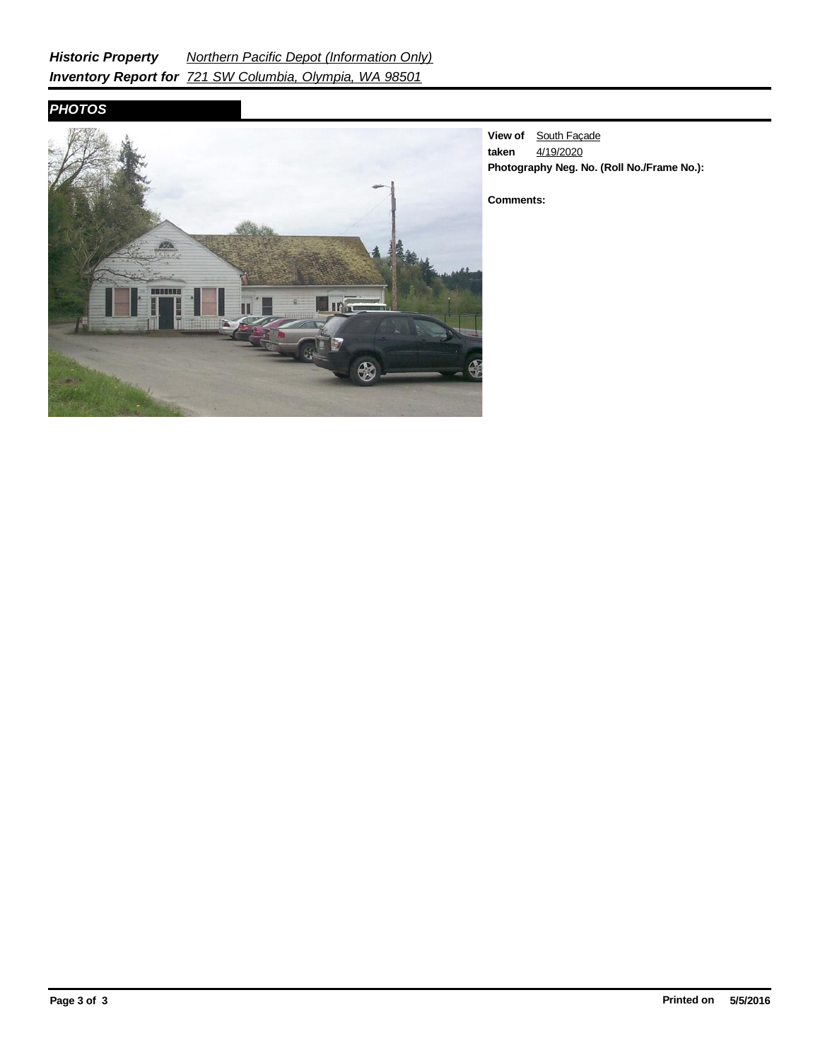**Historic Property Inventory Report for** *Northern Pacific Depot (Information Only)*
*721 SW Columbia, Olympia, WA 98501*

## PHOTOS

**View of** South Façade
**taken** 4/19/2020
**Photography Neg. No. (Roll No./Frame No.):**

**Comments:**